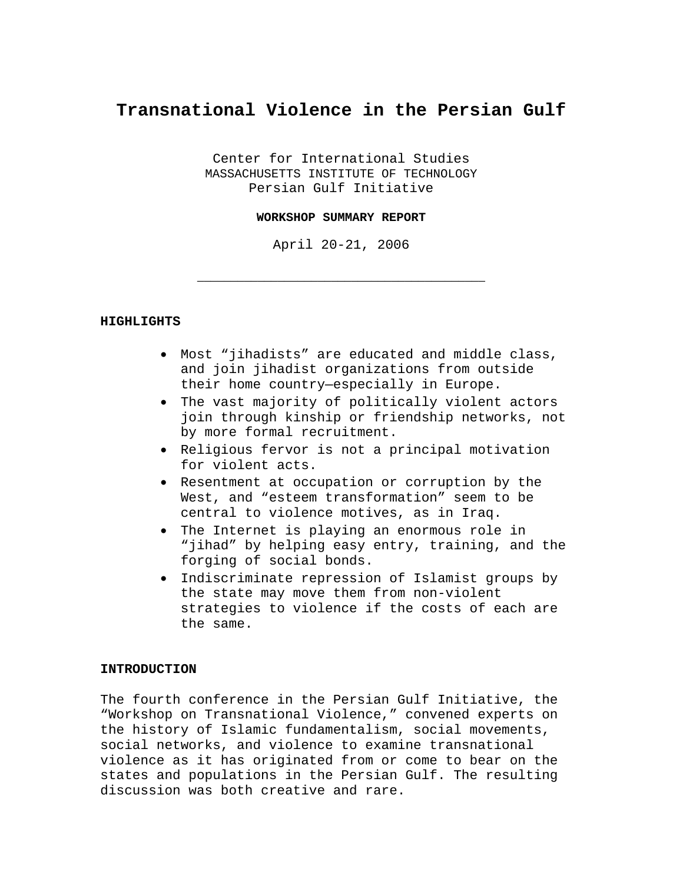# Transnational Violence in the Persian Gulf

Center for International Studies
MASSACHUSETTS INSTITUTE OF TECHNOLOGY
Persian Gulf Initiative

**WORKSHOP SUMMARY REPORT**

April 20-21, 2006

---

**HIGHLIGHTS**

- Most “jihadists” are educated and middle class, and join jihadist organizations from outside their home country—especially in Europe.
- The vast majority of politically violent actors join through kinship or friendship networks, not by more formal recruitment.
- Religious fervor is not a principal motivation for violent acts.
- Resentment at occupation or corruption by the West, and “esteem transformation” seem to be central to violence motives, as in Iraq.
- The Internet is playing an enormous role in “jihad” by helping easy entry, training, and the forging of social bonds.
- Indiscriminate repression of Islamist groups by the state may move them from non-violent strategies to violence if the costs of each are the same.

**INTRODUCTION**

The fourth conference in the Persian Gulf Initiative, the “Workshop on Transnational Violence,” convened experts on the history of Islamic fundamentalism, social movements, social networks, and violence to examine transnational violence as it has originated from or come to bear on the states and populations in the Persian Gulf. The resulting discussion was both creative and rare.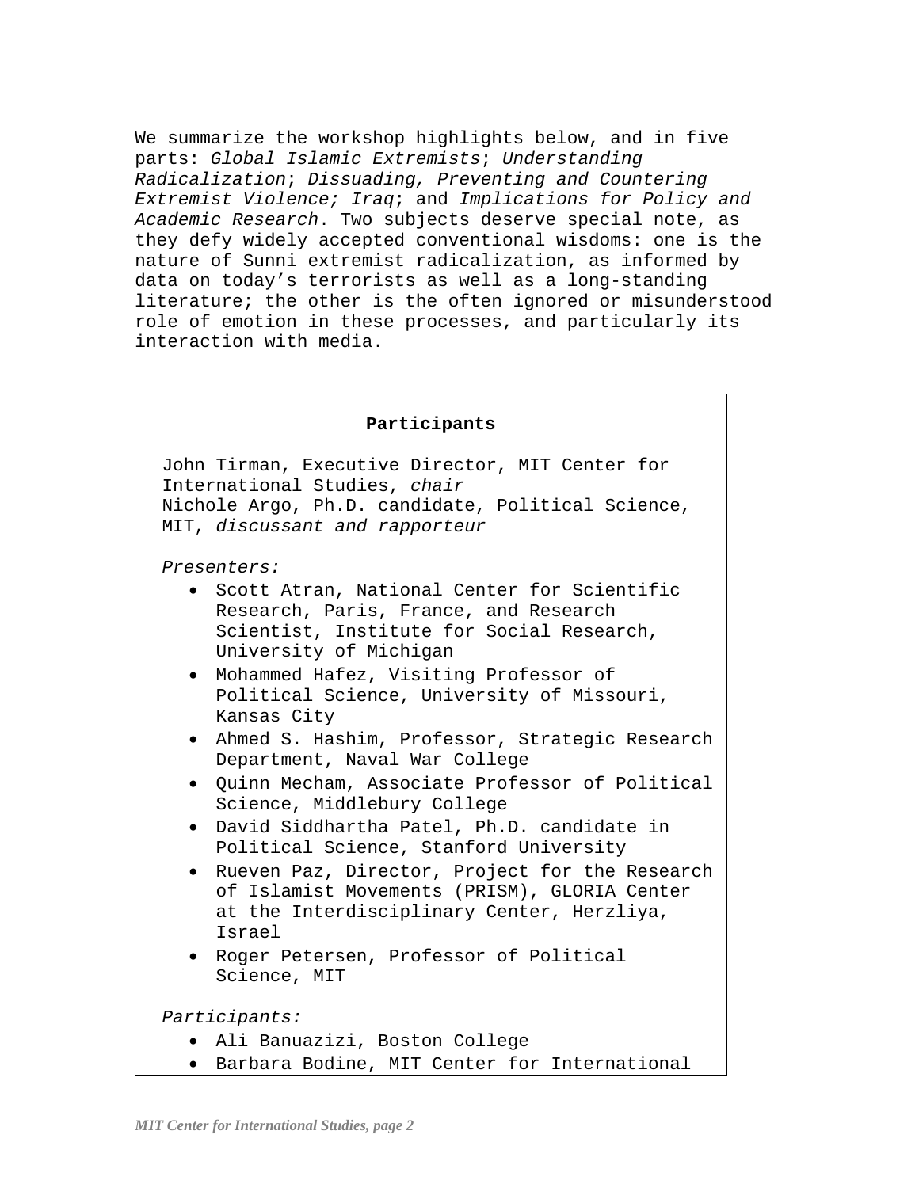We summarize the workshop highlights below, and in five parts: *Global Islamic Extremists*; *Understanding Radicalization*; *Dissuading, Preventing and Countering Extremist Violence; Iraq*; and *Implications for Policy and Academic Research*. Two subjects deserve special note, as they defy widely accepted conventional wisdoms: one is the nature of Sunni extremist radicalization, as informed by data on today's terrorists as well as a long-standing literature; the other is the often ignored or misunderstood role of emotion in these processes, and particularly its interaction with media.

**Participants**

John Tirman, Executive Director, MIT Center for International Studies, *chair*
Nichole Argo, Ph.D. candidate, Political Science, MIT, *discussant and rapporteur*

*Presenters:*

- Scott Atran, National Center for Scientific Research, Paris, France, and Research Scientist, Institute for Social Research, University of Michigan
- Mohammed Hafez, Visiting Professor of Political Science, University of Missouri, Kansas City
- Ahmed S. Hashim, Professor, Strategic Research Department, Naval War College
- Quinn Mecham, Associate Professor of Political Science, Middlebury College
- David Siddhartha Patel, Ph.D. candidate in Political Science, Stanford University
- Rueven Paz, Director, Project for the Research of Islamist Movements (PRISM), GLORIA Center at the Interdisciplinary Center, Herzliya, Israel
- Roger Petersen, Professor of Political Science, MIT

*Participants:*

- Ali Banuazizi, Boston College
- Barbara Bodine, MIT Center for International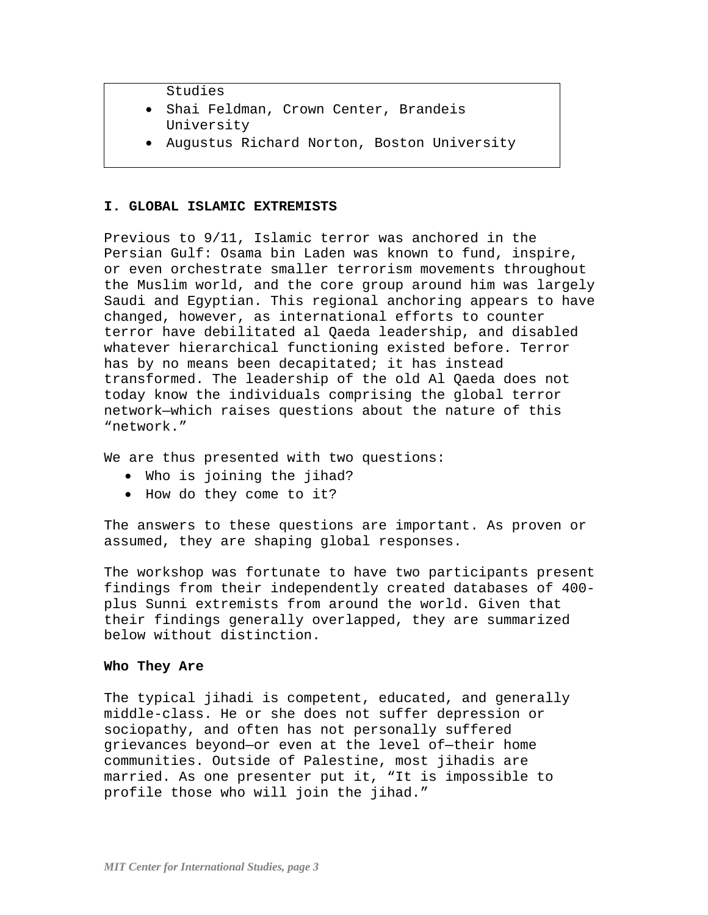Studies
- Shai Feldman, Crown Center, Brandeis University
- Augustus Richard Norton, Boston University

## I. GLOBAL ISLAMIC EXTREMISTS

Previous to 9/11, Islamic terror was anchored in the Persian Gulf: Osama bin Laden was known to fund, inspire, or even orchestrate smaller terrorism movements throughout the Muslim world, and the core group around him was largely Saudi and Egyptian. This regional anchoring appears to have changed, however, as international efforts to counter terror have debilitated al Qaeda leadership, and disabled whatever hierarchical functioning existed before. Terror has by no means been decapitated; it has instead transformed. The leadership of the old Al Qaeda does not today know the individuals comprising the global terror network—which raises questions about the nature of this "network."

We are thus presented with two questions:

- Who is joining the jihad?
- How do they come to it?

The answers to these questions are important. As proven or assumed, they are shaping global responses.

The workshop was fortunate to have two participants present findings from their independently created databases of 400-plus Sunni extremists from around the world. Given that their findings generally overlapped, they are summarized below without distinction.

### Who They Are

The typical jihadi is competent, educated, and generally middle-class. He or she does not suffer depression or sociopathy, and often has not personally suffered grievances beyond—or even at the level of—their home communities. Outside of Palestine, most jihadis are married. As one presenter put it, "It is impossible to profile those who will join the jihad."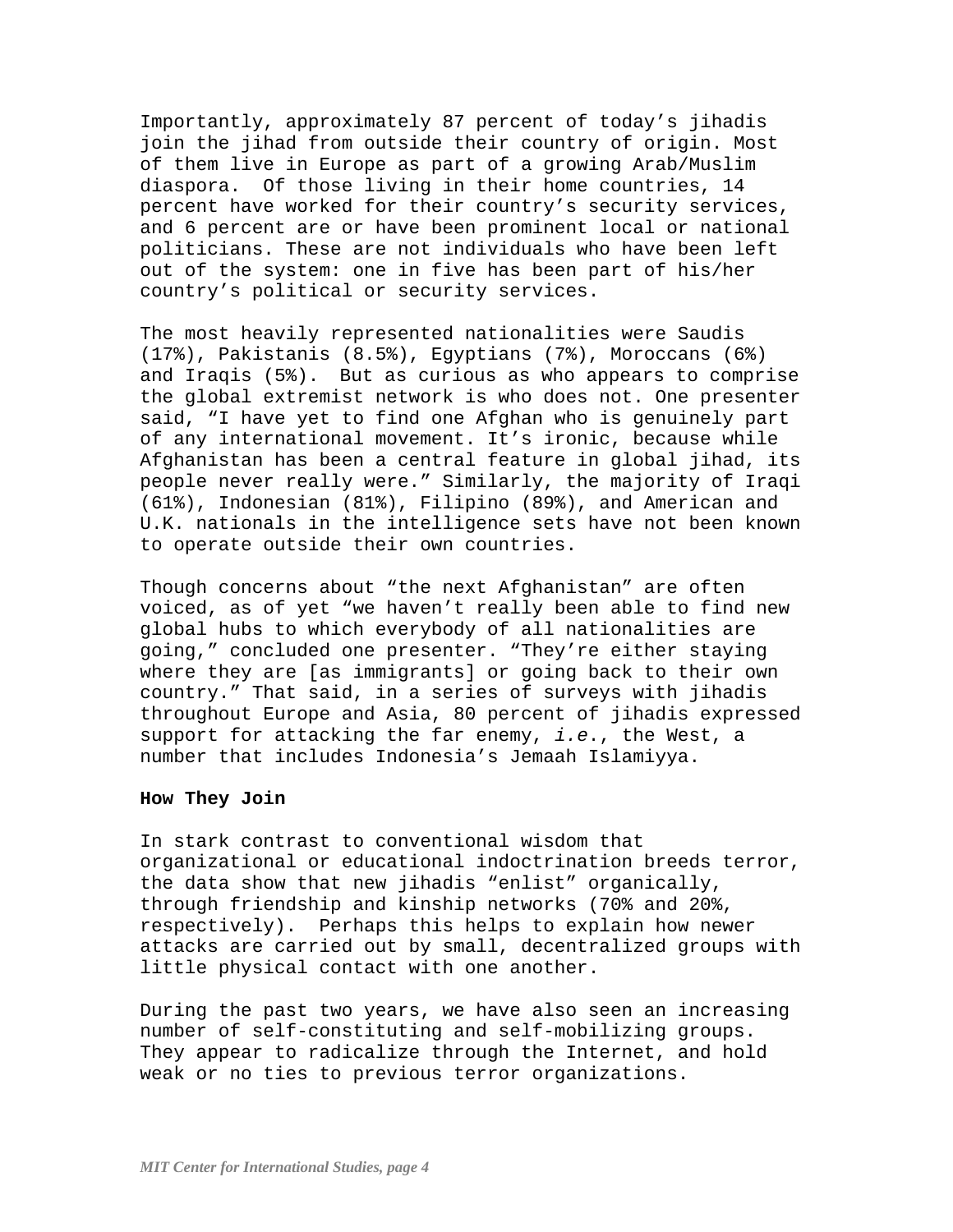Importantly, approximately 87 percent of today's jihadis join the jihad from outside their country of origin. Most of them live in Europe as part of a growing Arab/Muslim diaspora. Of those living in their home countries, 14 percent have worked for their country's security services, and 6 percent are or have been prominent local or national politicians. These are not individuals who have been left out of the system: one in five has been part of his/her country's political or security services.

The most heavily represented nationalities were Saudis (17%), Pakistanis (8.5%), Egyptians (7%), Moroccans (6%) and Iraqis (5%). But as curious as who appears to comprise the global extremist network is who does not. One presenter said, "I have yet to find one Afghan who is genuinely part of any international movement. It's ironic, because while Afghanistan has been a central feature in global jihad, its people never really were." Similarly, the majority of Iraqi (61%), Indonesian (81%), Filipino (89%), and American and U.K. nationals in the intelligence sets have not been known to operate outside their own countries.

Though concerns about "the next Afghanistan" are often voiced, as of yet "we haven't really been able to find new global hubs to which everybody of all nationalities are going," concluded one presenter. "They're either staying where they are [as immigrants] or going back to their own country." That said, in a series of surveys with jihadis throughout Europe and Asia, 80 percent of jihadis expressed support for attacking the far enemy, *i.e.*, the West, a number that includes Indonesia's Jemaah Islamiyya.

**How They Join**

In stark contrast to conventional wisdom that organizational or educational indoctrination breeds terror, the data show that new jihadis "enlist" organically, through friendship and kinship networks (70% and 20%, respectively). Perhaps this helps to explain how newer attacks are carried out by small, decentralized groups with little physical contact with one another.

During the past two years, we have also seen an increasing number of self-constituting and self-mobilizing groups. They appear to radicalize through the Internet, and hold weak or no ties to previous terror organizations.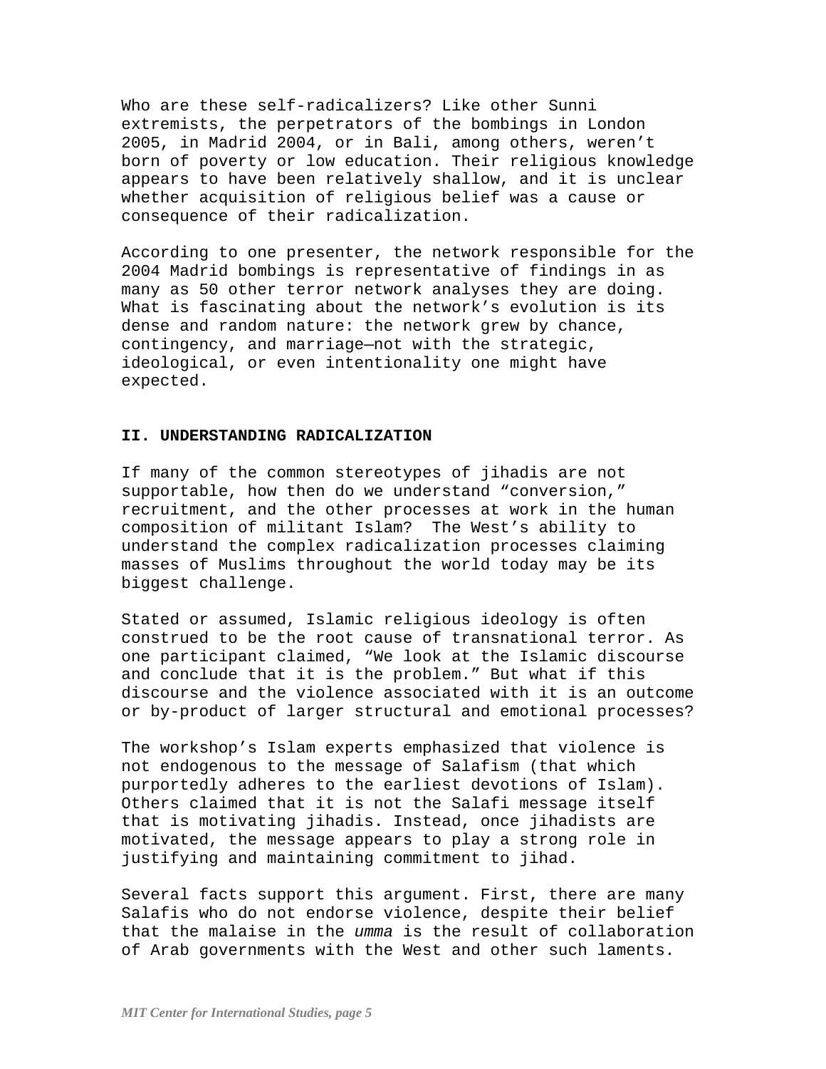Who are these self-radicalizers? Like other Sunni extremists, the perpetrators of the bombings in London 2005, in Madrid 2004, or in Bali, among others, weren't born of poverty or low education. Their religious knowledge appears to have been relatively shallow, and it is unclear whether acquisition of religious belief was a cause or consequence of their radicalization.

According to one presenter, the network responsible for the 2004 Madrid bombings is representative of findings in as many as 50 other terror network analyses they are doing. What is fascinating about the network's evolution is its dense and random nature: the network grew by chance, contingency, and marriage—not with the strategic, ideological, or even intentionality one might have expected.

## II. UNDERSTANDING RADICALIZATION

If many of the common stereotypes of jihadis are not supportable, how then do we understand "conversion," recruitment, and the other processes at work in the human composition of militant Islam? The West's ability to understand the complex radicalization processes claiming masses of Muslims throughout the world today may be its biggest challenge.

Stated or assumed, Islamic religious ideology is often construed to be the root cause of transnational terror. As one participant claimed, "We look at the Islamic discourse and conclude that it is the problem." But what if this discourse and the violence associated with it is an outcome or by-product of larger structural and emotional processes?

The workshop's Islam experts emphasized that violence is not endogenous to the message of Salafism (that which purportedly adheres to the earliest devotions of Islam). Others claimed that it is not the Salafi message itself that is motivating jihadis. Instead, once jihadists are motivated, the message appears to play a strong role in justifying and maintaining commitment to jihad.

Several facts support this argument. First, there are many Salafis who do not endorse violence, despite their belief that the malaise in the *umma* is the result of collaboration of Arab governments with the West and other such laments.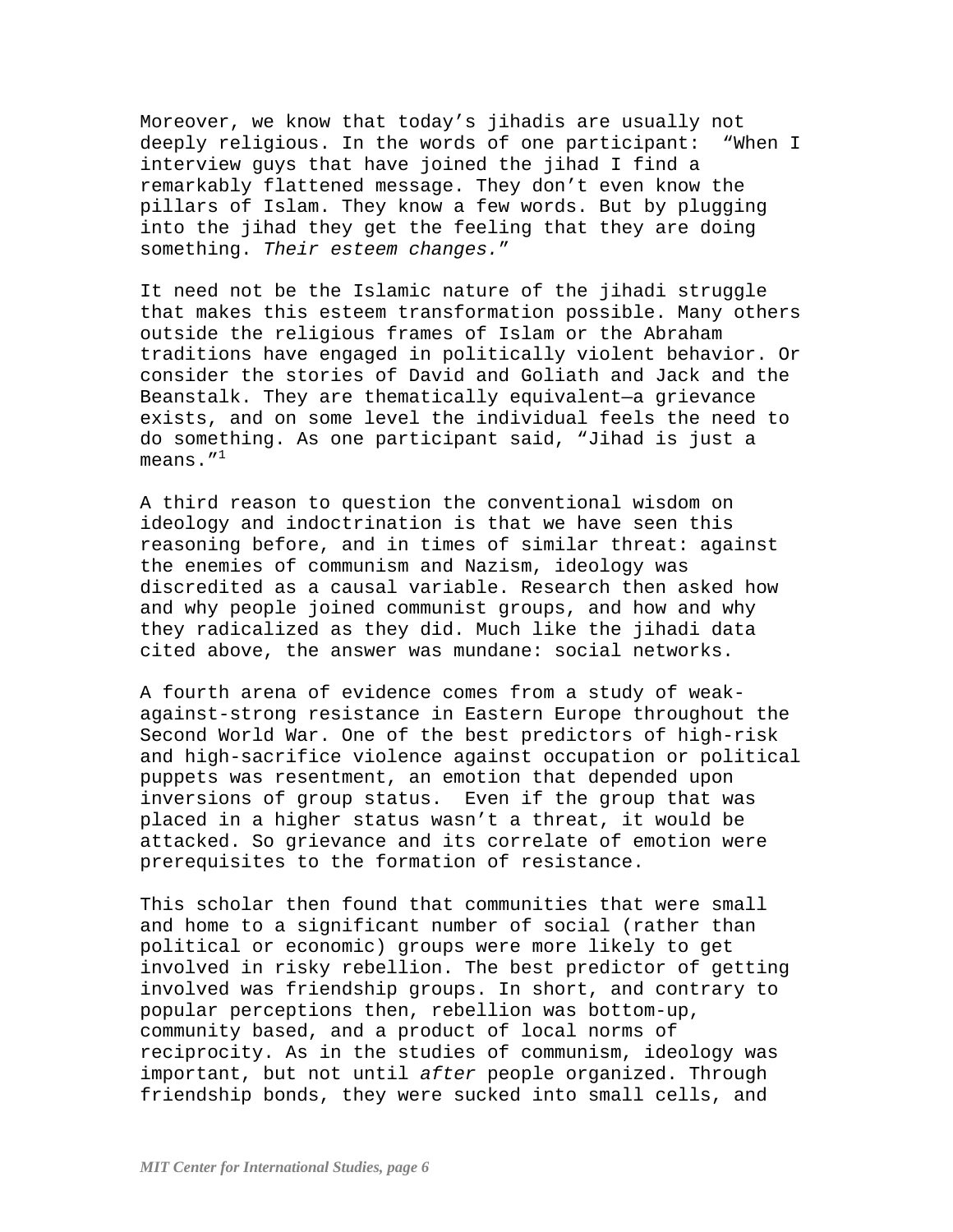Moreover, we know that today's jihadis are usually not deeply religious. In the words of one participant: "When I interview guys that have joined the jihad I find a remarkably flattened message. They don't even know the pillars of Islam. They know a few words. But by plugging into the jihad they get the feeling that they are doing something. *Their esteem changes.*"

It need not be the Islamic nature of the jihadi struggle that makes this esteem transformation possible. Many others outside the religious frames of Islam or the Abraham traditions have engaged in politically violent behavior. Or consider the stories of David and Goliath and Jack and the Beanstalk. They are thematically equivalent—a grievance exists, and on some level the individual feels the need to do something. As one participant said, "Jihad is just a means."[1]

A third reason to question the conventional wisdom on ideology and indoctrination is that we have seen this reasoning before, and in times of similar threat: against the enemies of communism and Nazism, ideology was discredited as a causal variable. Research then asked how and why people joined communist groups, and how and why they radicalized as they did. Much like the jihadi data cited above, the answer was mundane: social networks.

A fourth arena of evidence comes from a study of weak-against-strong resistance in Eastern Europe throughout the Second World War. One of the best predictors of high-risk and high-sacrifice violence against occupation or political puppets was resentment, an emotion that depended upon inversions of group status. Even if the group that was placed in a higher status wasn't a threat, it would be attacked. So grievance and its correlate of emotion were prerequisites to the formation of resistance.

This scholar then found that communities that were small and home to a significant number of social (rather than political or economic) groups were more likely to get involved in risky rebellion. The best predictor of getting involved was friendship groups. In short, and contrary to popular perceptions then, rebellion was bottom-up, community based, and a product of local norms of reciprocity. As in the studies of communism, ideology was important, but not until *after* people organized. Through friendship bonds, they were sucked into small cells, and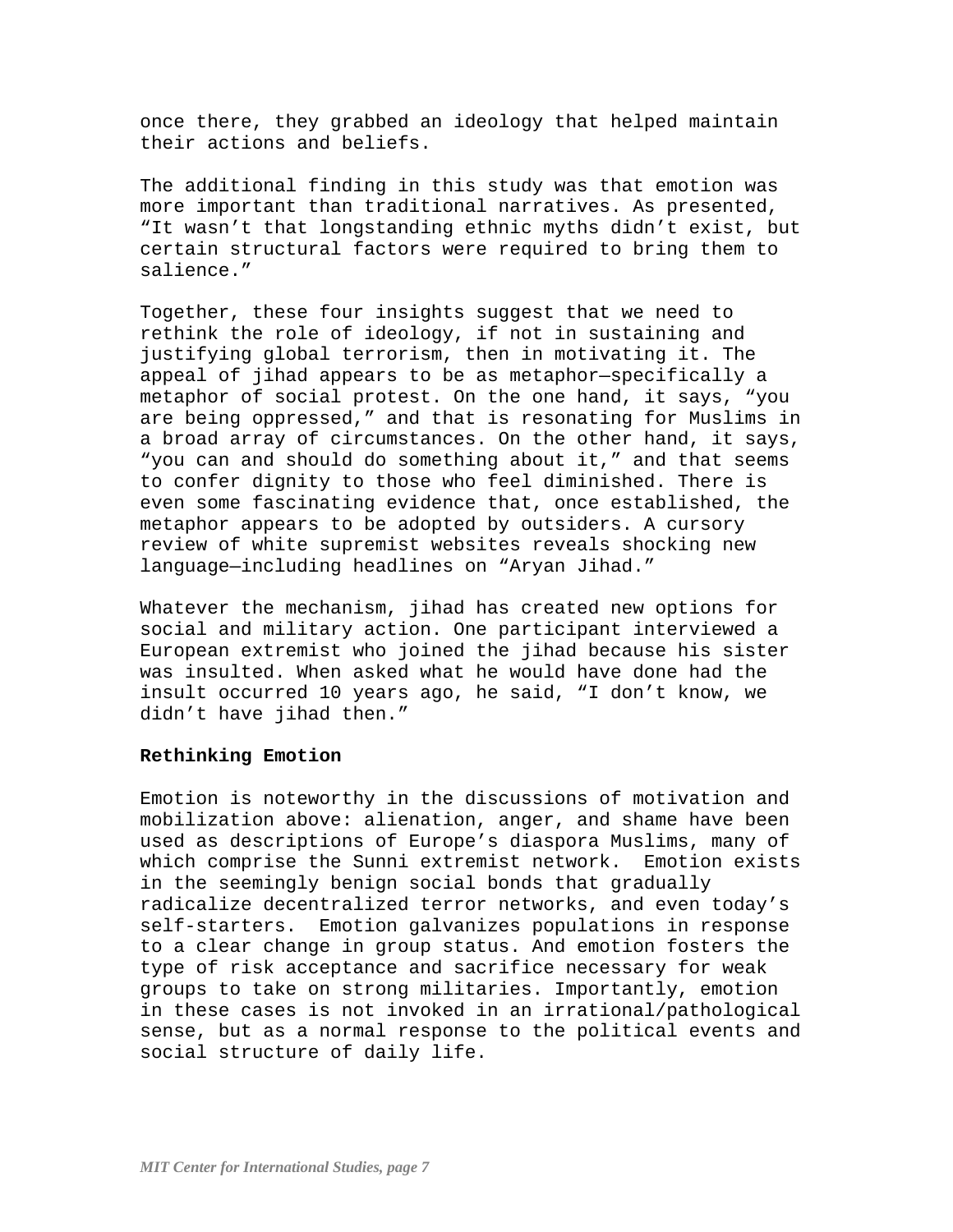once there, they grabbed an ideology that helped maintain their actions and beliefs.

The additional finding in this study was that emotion was more important than traditional narratives. As presented, "It wasn't that longstanding ethnic myths didn't exist, but certain structural factors were required to bring them to salience."

Together, these four insights suggest that we need to rethink the role of ideology, if not in sustaining and justifying global terrorism, then in motivating it. The appeal of jihad appears to be as metaphor—specifically a metaphor of social protest. On the one hand, it says, "you are being oppressed," and that is resonating for Muslims in a broad array of circumstances. On the other hand, it says, "you can and should do something about it," and that seems to confer dignity to those who feel diminished. There is even some fascinating evidence that, once established, the metaphor appears to be adopted by outsiders. A cursory review of white supremist websites reveals shocking new language—including headlines on "Aryan Jihad."

Whatever the mechanism, jihad has created new options for social and military action. One participant interviewed a European extremist who joined the jihad because his sister was insulted. When asked what he would have done had the insult occurred 10 years ago, he said, "I don't know, we didn't have jihad then."

**Rethinking Emotion**

Emotion is noteworthy in the discussions of motivation and mobilization above: alienation, anger, and shame have been used as descriptions of Europe's diaspora Muslims, many of which comprise the Sunni extremist network. Emotion exists in the seemingly benign social bonds that gradually radicalize decentralized terror networks, and even today's self-starters. Emotion galvanizes populations in response to a clear change in group status. And emotion fosters the type of risk acceptance and sacrifice necessary for weak groups to take on strong militaries. Importantly, emotion in these cases is not invoked in an irrational/pathological sense, but as a normal response to the political events and social structure of daily life.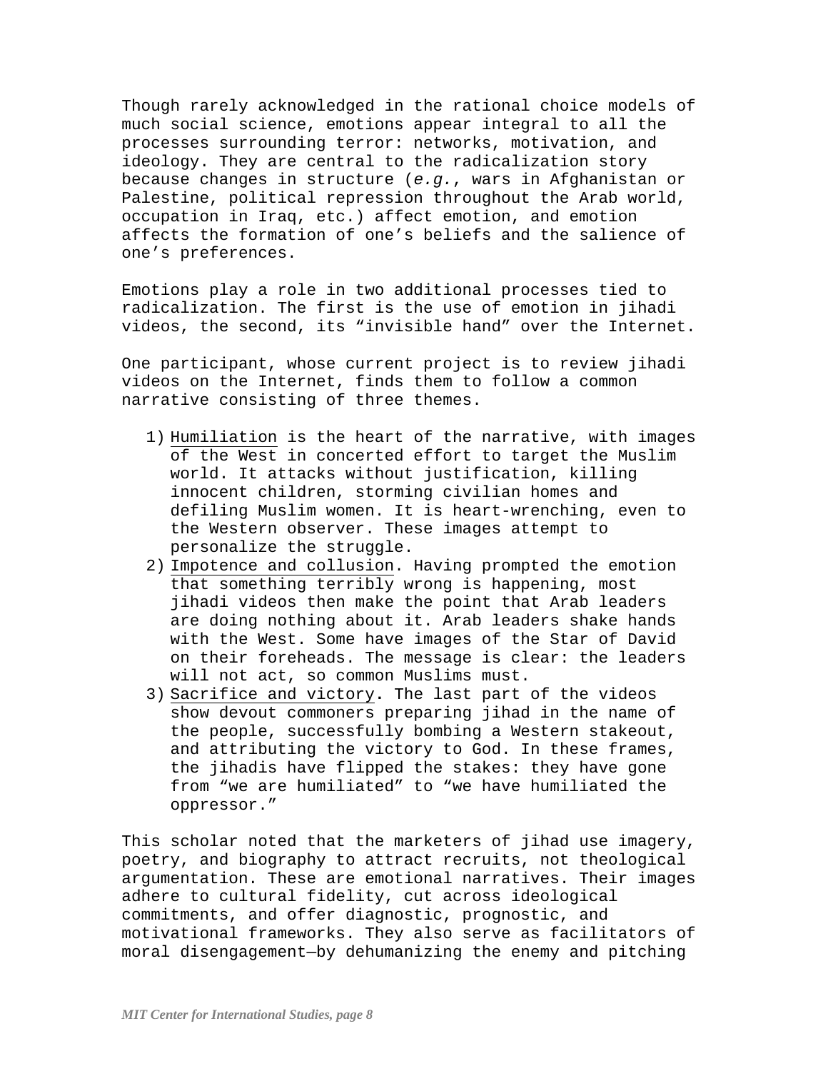Though rarely acknowledged in the rational choice models of much social science, emotions appear integral to all the processes surrounding terror: networks, motivation, and ideology. They are central to the radicalization story because changes in structure (*e.g.*, wars in Afghanistan or Palestine, political repression throughout the Arab world, occupation in Iraq, etc.) affect emotion, and emotion affects the formation of one's beliefs and the salience of one's preferences.

Emotions play a role in two additional processes tied to radicalization. The first is the use of emotion in jihadi videos, the second, its "invisible hand" over the Internet.

One participant, whose current project is to review jihadi videos on the Internet, finds them to follow a common narrative consisting of three themes.

1) <u>Humiliation</u> is the heart of the narrative, with images of the West in concerted effort to target the Muslim world. It attacks without justification, killing innocent children, storming civilian homes and defiling Muslim women. It is heart-wrenching, even to the Western observer. These images attempt to personalize the struggle.
2) <u>Impotence and collusion</u>. Having prompted the emotion that something terribly wrong is happening, most jihadi videos then make the point that Arab leaders are doing nothing about it. Arab leaders shake hands with the West. Some have images of the Star of David on their foreheads. The message is clear: the leaders will not act, so common Muslims must.
3) <u>Sacrifice and victory</u>. The last part of the videos show devout commoners preparing jihad in the name of the people, successfully bombing a Western stakeout, and attributing the victory to God. In these frames, the jihadis have flipped the stakes: they have gone from "we are humiliated" to "we have humiliated the oppressor."

This scholar noted that the marketers of jihad use imagery, poetry, and biography to attract recruits, not theological argumentation. These are emotional narratives. Their images adhere to cultural fidelity, cut across ideological commitments, and offer diagnostic, prognostic, and motivational frameworks. They also serve as facilitators of moral disengagement—by dehumanizing the enemy and pitching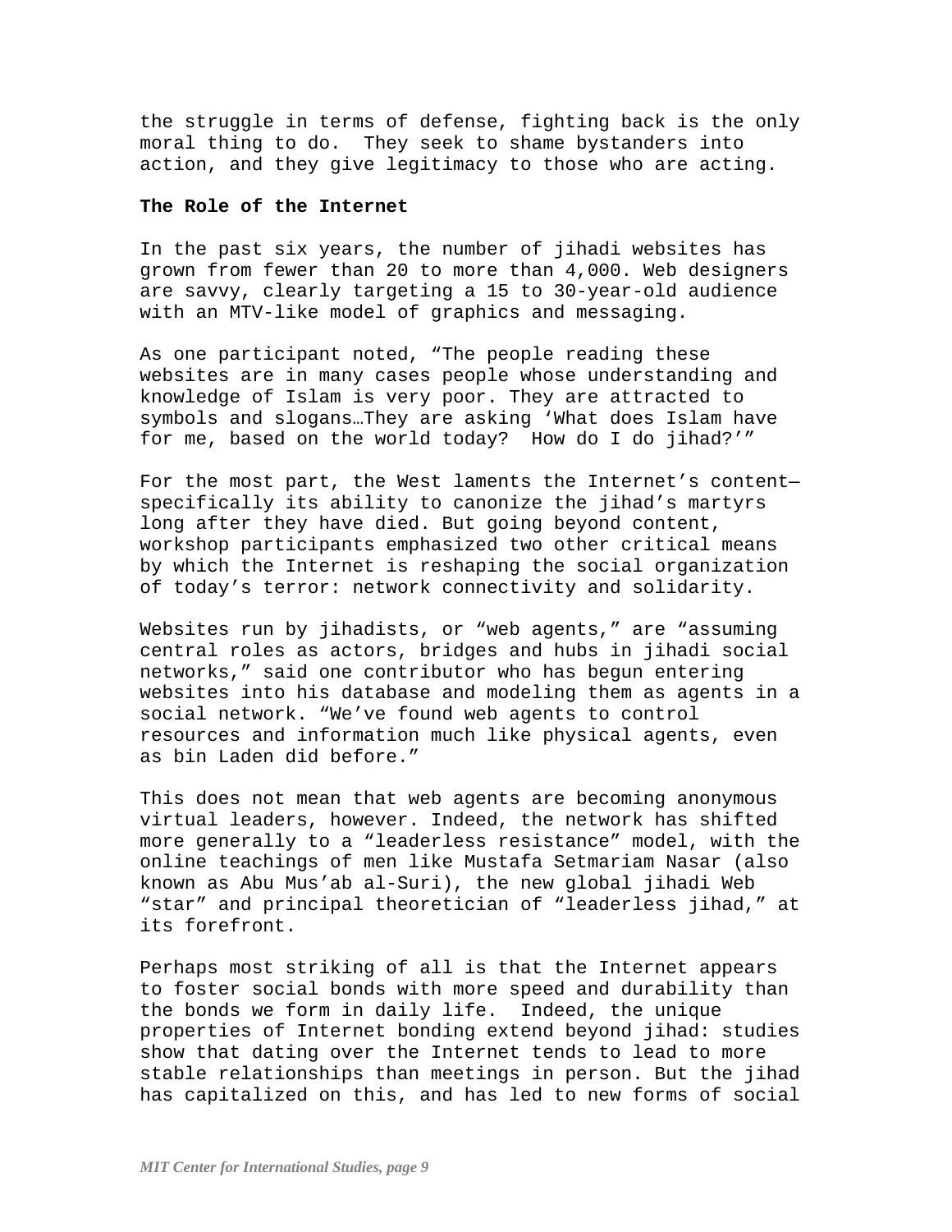the struggle in terms of defense, fighting back is the only moral thing to do. They seek to shame bystanders into action, and they give legitimacy to those who are acting.

**The Role of the Internet**

In the past six years, the number of jihadi websites has grown from fewer than 20 to more than 4,000. Web designers are savvy, clearly targeting a 15 to 30-year-old audience with an MTV-like model of graphics and messaging.

As one participant noted, "The people reading these websites are in many cases people whose understanding and knowledge of Islam is very poor. They are attracted to symbols and slogans…They are asking 'What does Islam have for me, based on the world today? How do I do jihad?'"

For the most part, the West laments the Internet's content—specifically its ability to canonize the jihad's martyrs long after they have died. But going beyond content, workshop participants emphasized two other critical means by which the Internet is reshaping the social organization of today's terror: network connectivity and solidarity.

Websites run by jihadists, or "web agents," are "assuming central roles as actors, bridges and hubs in jihadi social networks," said one contributor who has begun entering websites into his database and modeling them as agents in a social network. "We've found web agents to control resources and information much like physical agents, even as bin Laden did before."

This does not mean that web agents are becoming anonymous virtual leaders, however. Indeed, the network has shifted more generally to a "leaderless resistance" model, with the online teachings of men like Mustafa Setmariam Nasar (also known as Abu Mus'ab al-Suri), the new global jihadi Web "star" and principal theoretician of "leaderless jihad," at its forefront.

Perhaps most striking of all is that the Internet appears to foster social bonds with more speed and durability than the bonds we form in daily life. Indeed, the unique properties of Internet bonding extend beyond jihad: studies show that dating over the Internet tends to lead to more stable relationships than meetings in person. But the jihad has capitalized on this, and has led to new forms of social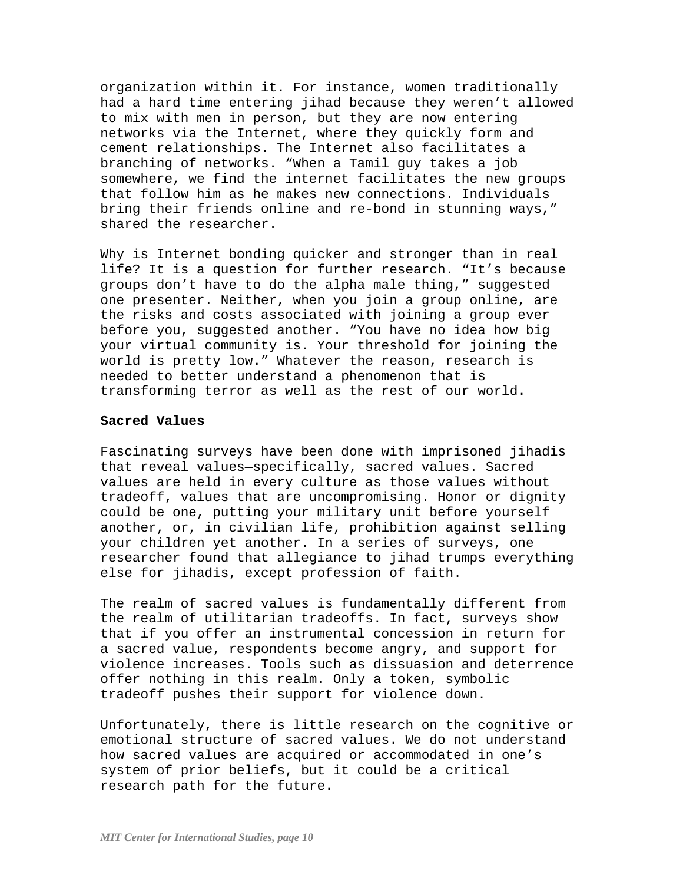organization within it. For instance, women traditionally had a hard time entering jihad because they weren't allowed to mix with men in person, but they are now entering networks via the Internet, where they quickly form and cement relationships. The Internet also facilitates a branching of networks. "When a Tamil guy takes a job somewhere, we find the internet facilitates the new groups that follow him as he makes new connections. Individuals bring their friends online and re-bond in stunning ways," shared the researcher.

Why is Internet bonding quicker and stronger than in real life? It is a question for further research. "It's because groups don't have to do the alpha male thing," suggested one presenter. Neither, when you join a group online, are the risks and costs associated with joining a group ever before you, suggested another. "You have no idea how big your virtual community is. Your threshold for joining the world is pretty low." Whatever the reason, research is needed to better understand a phenomenon that is transforming terror as well as the rest of our world.

**Sacred Values**

Fascinating surveys have been done with imprisoned jihadis that reveal values—specifically, sacred values. Sacred values are held in every culture as those values without tradeoff, values that are uncompromising. Honor or dignity could be one, putting your military unit before yourself another, or, in civilian life, prohibition against selling your children yet another. In a series of surveys, one researcher found that allegiance to jihad trumps everything else for jihadis, except profession of faith.

The realm of sacred values is fundamentally different from the realm of utilitarian tradeoffs. In fact, surveys show that if you offer an instrumental concession in return for a sacred value, respondents become angry, and support for violence increases. Tools such as dissuasion and deterrence offer nothing in this realm. Only a token, symbolic tradeoff pushes their support for violence down.

Unfortunately, there is little research on the cognitive or emotional structure of sacred values. We do not understand how sacred values are acquired or accommodated in one's system of prior beliefs, but it could be a critical research path for the future.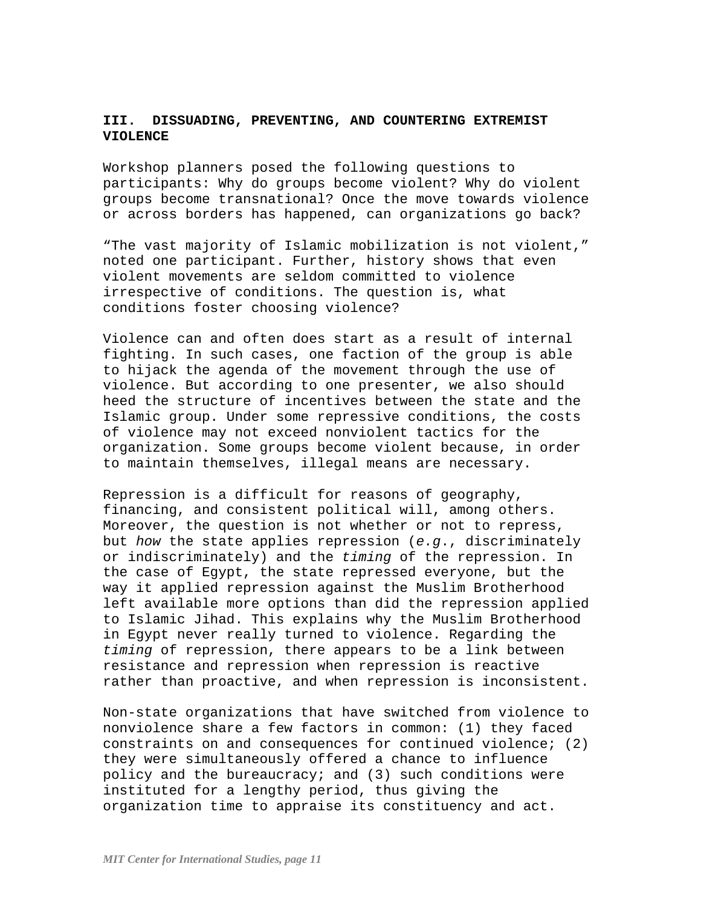## III. DISSUADING, PREVENTING, AND COUNTERING EXTREMIST VIOLENCE

Workshop planners posed the following questions to participants: Why do groups become violent? Why do violent groups become transnational? Once the move towards violence or across borders has happened, can organizations go back?

"The vast majority of Islamic mobilization is not violent," noted one participant. Further, history shows that even violent movements are seldom committed to violence irrespective of conditions. The question is, what conditions foster choosing violence?

Violence can and often does start as a result of internal fighting. In such cases, one faction of the group is able to hijack the agenda of the movement through the use of violence. But according to one presenter, we also should heed the structure of incentives between the state and the Islamic group. Under some repressive conditions, the costs of violence may not exceed nonviolent tactics for the organization. Some groups become violent because, in order to maintain themselves, illegal means are necessary.

Repression is a difficult for reasons of geography, financing, and consistent political will, among others. Moreover, the question is not whether or not to repress, but *how* the state applies repression (*e.g.*, discriminately or indiscriminately) and the *timing* of the repression. In the case of Egypt, the state repressed everyone, but the way it applied repression against the Muslim Brotherhood left available more options than did the repression applied to Islamic Jihad. This explains why the Muslim Brotherhood in Egypt never really turned to violence. Regarding the *timing* of repression, there appears to be a link between resistance and repression when repression is reactive rather than proactive, and when repression is inconsistent.

Non-state organizations that have switched from violence to nonviolence share a few factors in common: (1) they faced constraints on and consequences for continued violence; (2) they were simultaneously offered a chance to influence policy and the bureaucracy; and (3) such conditions were instituted for a lengthy period, thus giving the organization time to appraise its constituency and act.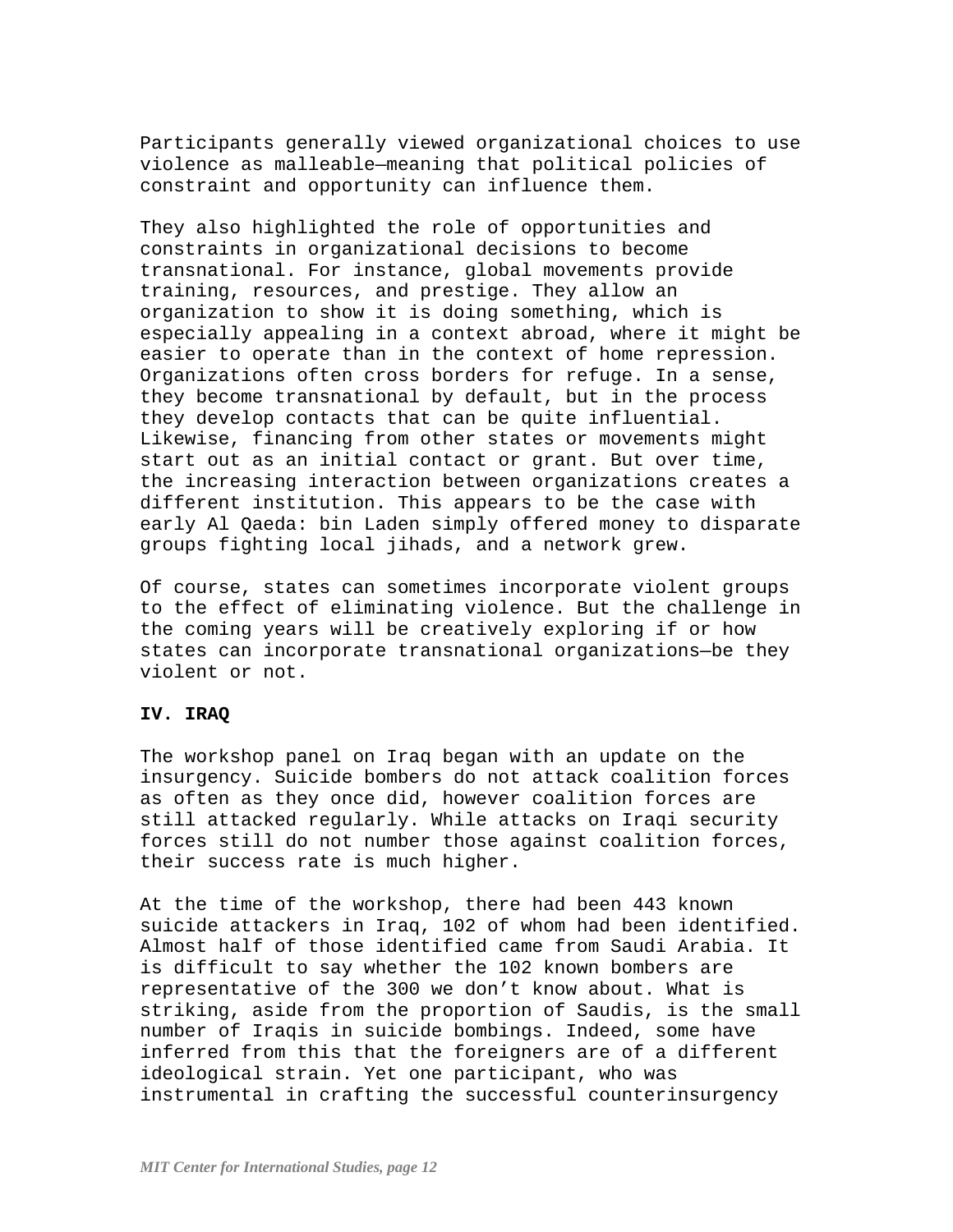Participants generally viewed organizational choices to use violence as malleable—meaning that political policies of constraint and opportunity can influence them.

They also highlighted the role of opportunities and constraints in organizational decisions to become transnational. For instance, global movements provide training, resources, and prestige. They allow an organization to show it is doing something, which is especially appealing in a context abroad, where it might be easier to operate than in the context of home repression. Organizations often cross borders for refuge. In a sense, they become transnational by default, but in the process they develop contacts that can be quite influential. Likewise, financing from other states or movements might start out as an initial contact or grant. But over time, the increasing interaction between organizations creates a different institution. This appears to be the case with early Al Qaeda: bin Laden simply offered money to disparate groups fighting local jihads, and a network grew.

Of course, states can sometimes incorporate violent groups to the effect of eliminating violence. But the challenge in the coming years will be creatively exploring if or how states can incorporate transnational organizations—be they violent or not.

## IV. IRAQ

The workshop panel on Iraq began with an update on the insurgency. Suicide bombers do not attack coalition forces as often as they once did, however coalition forces are still attacked regularly. While attacks on Iraqi security forces still do not number those against coalition forces, their success rate is much higher.

At the time of the workshop, there had been 443 known suicide attackers in Iraq, 102 of whom had been identified. Almost half of those identified came from Saudi Arabia. It is difficult to say whether the 102 known bombers are representative of the 300 we don't know about. What is striking, aside from the proportion of Saudis, is the small number of Iraqis in suicide bombings. Indeed, some have inferred from this that the foreigners are of a different ideological strain. Yet one participant, who was instrumental in crafting the successful counterinsurgency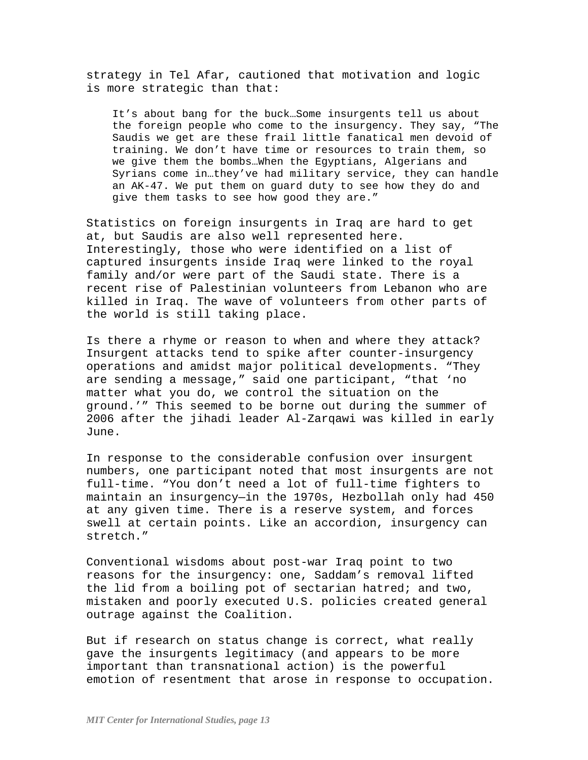strategy in Tel Afar, cautioned that motivation and logic is more strategic than that:

> It’s about bang for the buck…Some insurgents tell us about the foreign people who come to the insurgency. They say, “The Saudis we get are these frail little fanatical men devoid of training. We don’t have time or resources to train them, so we give them the bombs…When the Egyptians, Algerians and Syrians come in…they’ve had military service, they can handle an AK-47. We put them on guard duty to see how they do and give them tasks to see how good they are.”

Statistics on foreign insurgents in Iraq are hard to get at, but Saudis are also well represented here. Interestingly, those who were identified on a list of captured insurgents inside Iraq were linked to the royal family and/or were part of the Saudi state. There is a recent rise of Palestinian volunteers from Lebanon who are killed in Iraq. The wave of volunteers from other parts of the world is still taking place.

Is there a rhyme or reason to when and where they attack? Insurgent attacks tend to spike after counter-insurgency operations and amidst major political developments. “They are sending a message,” said one participant, “that ‘no matter what you do, we control the situation on the ground.’” This seemed to be borne out during the summer of 2006 after the jihadi leader Al-Zarqawi was killed in early June.

In response to the considerable confusion over insurgent numbers, one participant noted that most insurgents are not full-time. “You don’t need a lot of full-time fighters to maintain an insurgency—in the 1970s, Hezbollah only had 450 at any given time. There is a reserve system, and forces swell at certain points. Like an accordion, insurgency can stretch.”

Conventional wisdoms about post-war Iraq point to two reasons for the insurgency: one, Saddam’s removal lifted the lid from a boiling pot of sectarian hatred; and two, mistaken and poorly executed U.S. policies created general outrage against the Coalition.

But if research on status change is correct, what really gave the insurgents legitimacy (and appears to be more important than transnational action) is the powerful emotion of resentment that arose in response to occupation.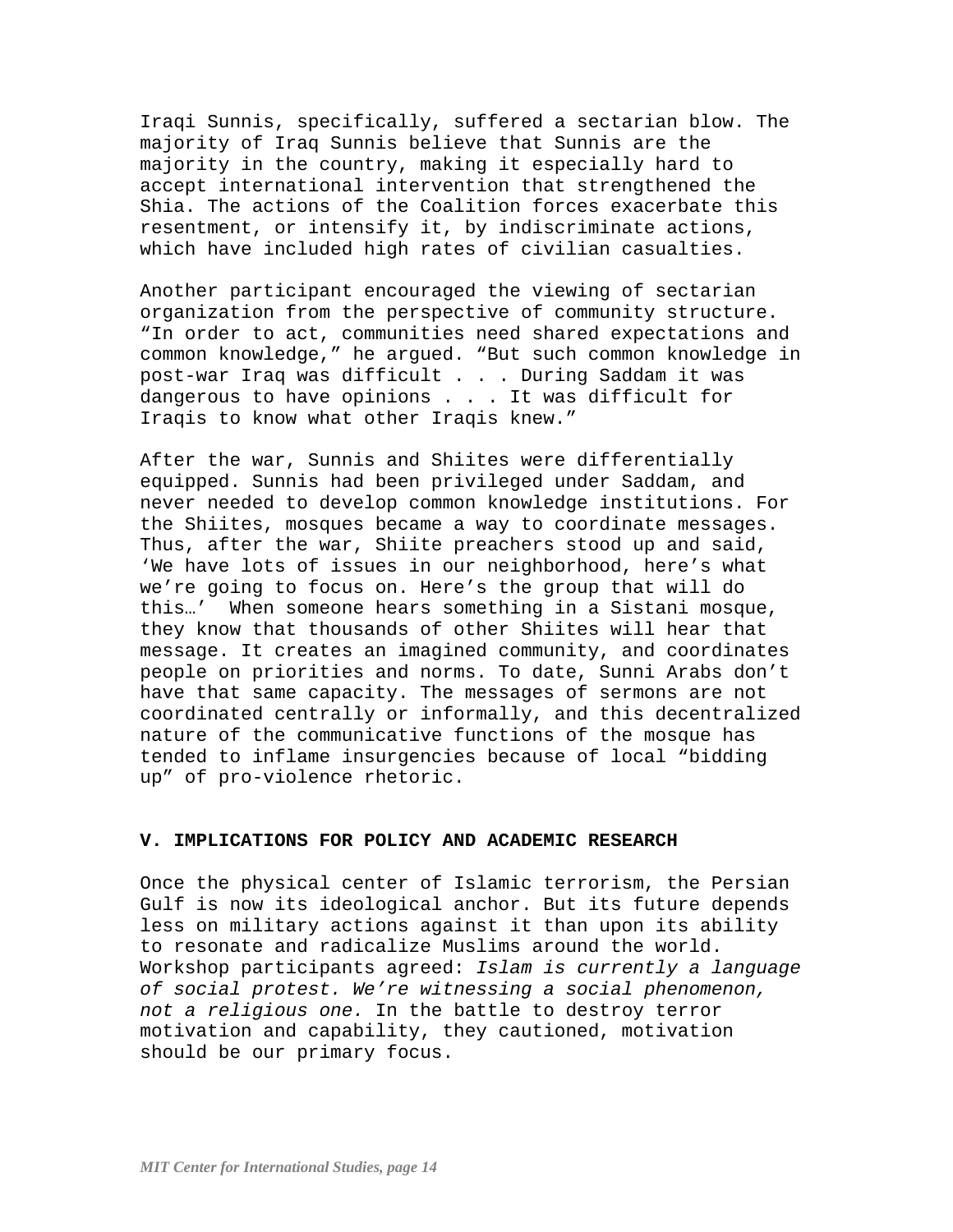Iraqi Sunnis, specifically, suffered a sectarian blow. The majority of Iraq Sunnis believe that Sunnis are the majority in the country, making it especially hard to accept international intervention that strengthened the Shia. The actions of the Coalition forces exacerbate this resentment, or intensify it, by indiscriminate actions, which have included high rates of civilian casualties.

Another participant encouraged the viewing of sectarian organization from the perspective of community structure. "In order to act, communities need shared expectations and common knowledge," he argued. "But such common knowledge in post-war Iraq was difficult . . . During Saddam it was dangerous to have opinions . . . It was difficult for Iraqis to know what other Iraqis knew."

After the war, Sunnis and Shiites were differentially equipped. Sunnis had been privileged under Saddam, and never needed to develop common knowledge institutions. For the Shiites, mosques became a way to coordinate messages. Thus, after the war, Shiite preachers stood up and said, 'We have lots of issues in our neighborhood, here's what we're going to focus on. Here's the group that will do this…' When someone hears something in a Sistani mosque, they know that thousands of other Shiites will hear that message. It creates an imagined community, and coordinates people on priorities and norms. To date, Sunni Arabs don't have that same capacity. The messages of sermons are not coordinated centrally or informally, and this decentralized nature of the communicative functions of the mosque has tended to inflame insurgencies because of local "bidding up" of pro-violence rhetoric.

## V. IMPLICATIONS FOR POLICY AND ACADEMIC RESEARCH

Once the physical center of Islamic terrorism, the Persian Gulf is now its ideological anchor. But its future depends less on military actions against it than upon its ability to resonate and radicalize Muslims around the world. Workshop participants agreed: *Islam is currently a language of social protest. We're witnessing a social phenomenon, not a religious one.* In the battle to destroy terror motivation and capability, they cautioned, motivation should be our primary focus.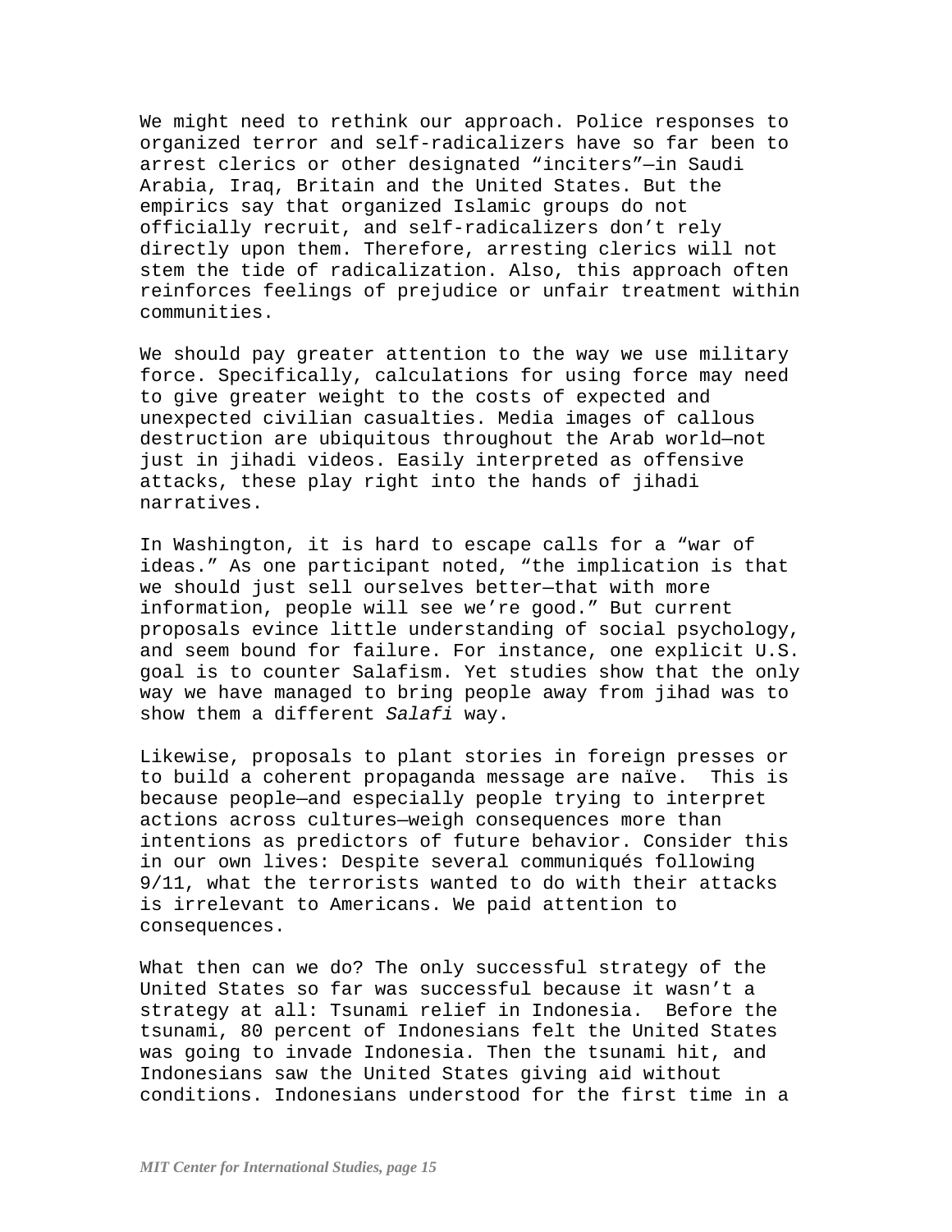We might need to rethink our approach. Police responses to organized terror and self-radicalizers have so far been to arrest clerics or other designated "inciters"—in Saudi Arabia, Iraq, Britain and the United States. But the empirics say that organized Islamic groups do not officially recruit, and self-radicalizers don't rely directly upon them. Therefore, arresting clerics will not stem the tide of radicalization. Also, this approach often reinforces feelings of prejudice or unfair treatment within communities.

We should pay greater attention to the way we use military force. Specifically, calculations for using force may need to give greater weight to the costs of expected and unexpected civilian casualties. Media images of callous destruction are ubiquitous throughout the Arab world—not just in jihadi videos. Easily interpreted as offensive attacks, these play right into the hands of jihadi narratives.

In Washington, it is hard to escape calls for a "war of ideas." As one participant noted, "the implication is that we should just sell ourselves better—that with more information, people will see we're good." But current proposals evince little understanding of social psychology, and seem bound for failure. For instance, one explicit U.S. goal is to counter Salafism. Yet studies show that the only way we have managed to bring people away from jihad was to show them a different *Salafi* way.

Likewise, proposals to plant stories in foreign presses or to build a coherent propaganda message are naïve. This is because people—and especially people trying to interpret actions across cultures—weigh consequences more than intentions as predictors of future behavior. Consider this in our own lives: Despite several communiqués following 9/11, what the terrorists wanted to do with their attacks is irrelevant to Americans. We paid attention to consequences.

What then can we do? The only successful strategy of the United States so far was successful because it wasn't a strategy at all: Tsunami relief in Indonesia. Before the tsunami, 80 percent of Indonesians felt the United States was going to invade Indonesia. Then the tsunami hit, and Indonesians saw the United States giving aid without conditions. Indonesians understood for the first time in a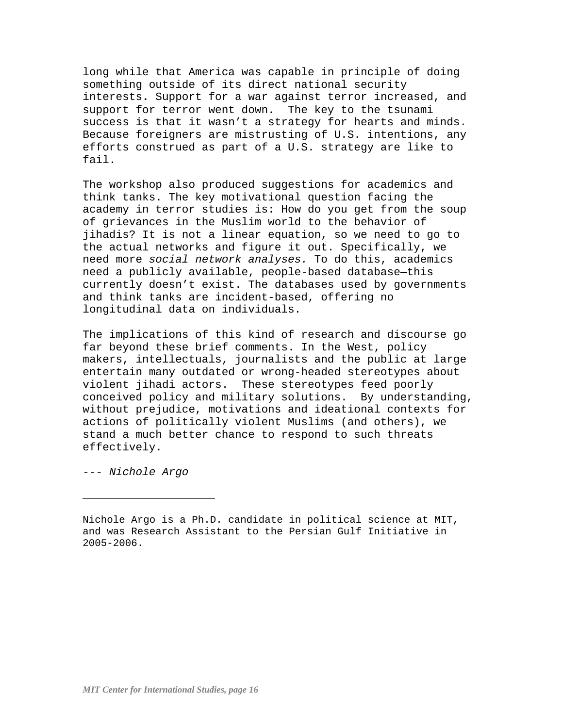long while that America was capable in principle of doing something outside of its direct national security interests. Support for a war against terror increased, and support for terror went down. The key to the tsunami success is that it wasn't a strategy for hearts and minds. Because foreigners are mistrusting of U.S. intentions, any efforts construed as part of a U.S. strategy are like to fail.

The workshop also produced suggestions for academics and think tanks. The key motivational question facing the academy in terror studies is: How do you get from the soup of grievances in the Muslim world to the behavior of jihadis? It is not a linear equation, so we need to go to the actual networks and figure it out. Specifically, we need more *social network analyses.* To do this, academics need a publicly available, people-based database—this currently doesn't exist. The databases used by governments and think tanks are incident-based, offering no longitudinal data on individuals.

The implications of this kind of research and discourse go far beyond these brief comments. In the West, policy makers, intellectuals, journalists and the public at large entertain many outdated or wrong-headed stereotypes about violent jihadi actors. These stereotypes feed poorly conceived policy and military solutions. By understanding, without prejudice, motivations and ideational contexts for actions of politically violent Muslims (and others), we stand a much better chance to respond to such threats effectively.

--- *Nichole Argo*

---

Nichole Argo is a Ph.D. candidate in political science at MIT, and was Research Assistant to the Persian Gulf Initiative in 2005-2006.